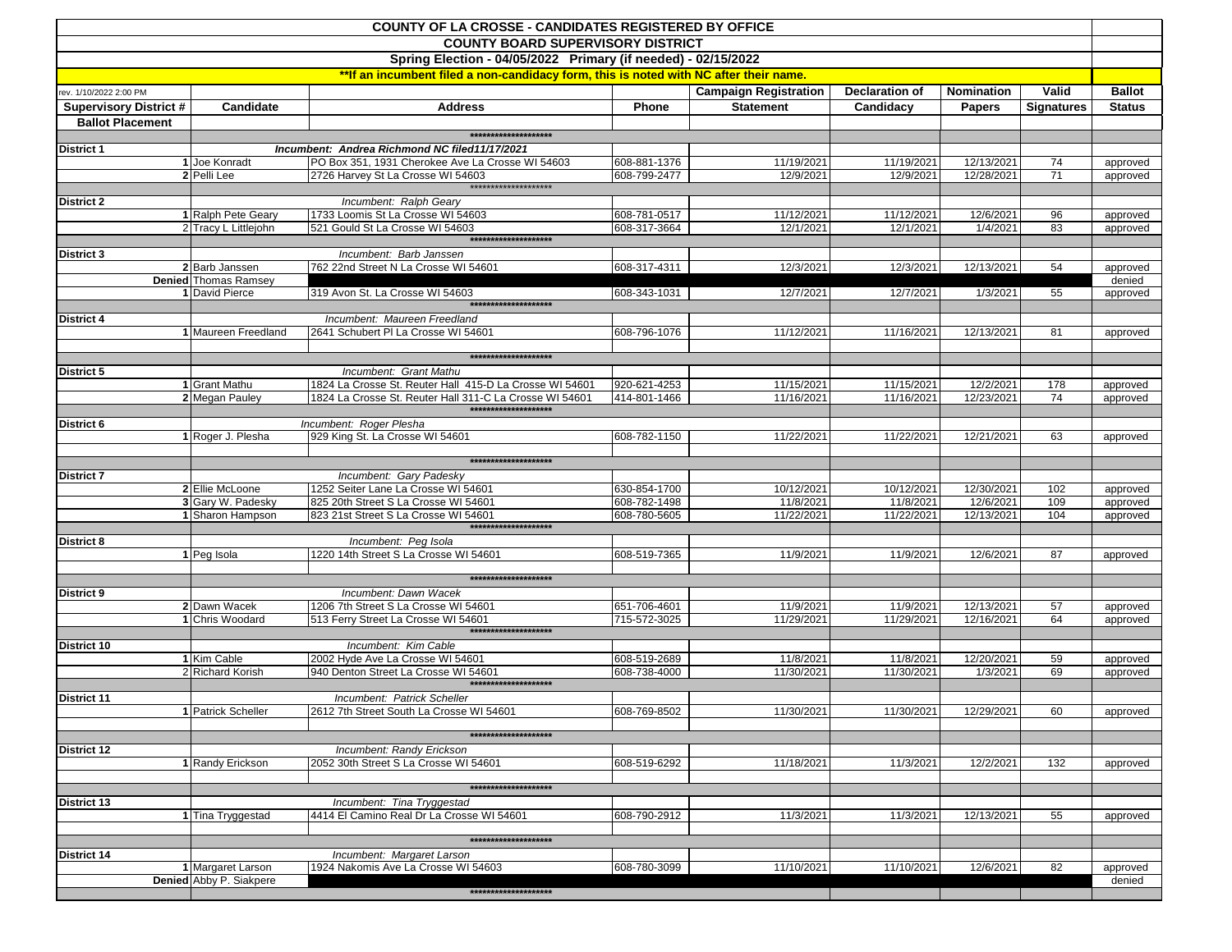# COUNTY OF LA CROSSE - CANDIDATES REGISTERED BY OFFICE

## COUNTY BOARD SUPERVISORY DISTRICT

### Spring Election - 04/05/2022 Primary (if needed) - 02/15/2022

**If an incumbent filed a non-candidacy form, this is noted with NC after their name.**

rev. 1/10/2022 2:00 PM

| Supervisory District # | | Candidate | Address | Phone | Campaign Registration Statement | Declaration of Candidacy | Nomination Papers | Valid Signatures | Ballot Status |
|---|---|---|---|---|---|---|---|---|---|
| Ballot Placement | | | | | | | | | |
| | | | ******************** | | | | | | |
| District 1 | | | *Incumbent: Andrea Richmond NC filed11/17/2021* | | | | | | |
| | 1 | Joe Konradt | PO Box 351, 1931 Cherokee Ave La Crosse WI 54603 | 608-881-1376 | 11/19/2021 | 11/19/2021 | 12/13/2021 | 74 | approved |
| | 2 | Pelli Lee | 2726 Harvey St La Crosse WI 54603 | 608-799-2477 | 12/9/2021 | 12/9/2021 | 12/28/2021 | 71 | approved |
| | | | ******************** | | | | | | |
| District 2 | | | *Incumbent: Ralph Geary* | | | | | | |
| | 1 | Ralph Pete Geary | 1733 Loomis St La Crosse WI 54603 | 608-781-0517 | 11/12/2021 | 11/12/2021 | 12/6/2021 | 96 | approved |
| | 2 | Tracy L Littlejohn | 521 Gould St La Crosse WI 54603 | 608-317-3664 | 12/1/2021 | 12/1/2021 | 1/4/2021 | 83 | approved |
| | | | ******************** | | | | | | |
| District 3 | | | *Incumbent: Barb Janssen* | | | | | | |
| | 2 | Barb Janssen | 762 22nd Street N La Crosse WI 54601 | 608-317-4311 | 12/3/2021 | 12/3/2021 | 12/13/2021 | 54 | approved |
| | Denied | Thomas Ramsey | | | | | | | denied |
| | 1 | David Pierce | 319 Avon St. La Crosse WI 54603 | 608-343-1031 | 12/7/2021 | 12/7/2021 | 1/3/2021 | 55 | approved |
| | | | ******************** | | | | | | |
| District 4 | | | *Incumbent: Maureen Freedland* | | | | | | |
| | 1 | Maureen Freedland | 2641 Schubert Pl La Crosse WI 54601 | 608-796-1076 | 11/12/2021 | 11/16/2021 | 12/13/2021 | 81 | approved |
| | | | ******************** | | | | | | |
| District 5 | | | *Incumbent: Grant Mathu* | | | | | | |
| | 1 | Grant Mathu | 1824 La Crosse St. Reuter Hall 415-D La Crosse WI 54601 | 920-621-4253 | 11/15/2021 | 11/15/2021 | 12/2/2021 | 178 | approved |
| | 2 | Megan Pauley | 1824 La Crosse St. Reuter Hall 311-C La Crosse WI 54601 | 414-801-1466 | 11/16/2021 | 11/16/2021 | 12/23/2021 | 74 | approved |
| | | | ******************** | | | | | | |
| District 6 | | | *Incumbent: Roger Plesha* | | | | | | |
| | 1 | Roger J. Plesha | 929 King St. La Crosse WI 54601 | 608-782-1150 | 11/22/2021 | 11/22/2021 | 12/21/2021 | 63 | approved |
| | | | ******************** | | | | | | |
| District 7 | | | *Incumbent: Gary Padesky* | | | | | | |
| | 2 | Ellie McLoone | 1252 Seiter Lane La Crosse WI 54601 | 630-854-1700 | 10/12/2021 | 10/12/2021 | 12/30/2021 | 102 | approved |
| | 3 | Gary W. Padesky | 825 20th Street S La Crosse WI 54601 | 608-782-1498 | 11/8/2021 | 11/8/2021 | 12/6/2021 | 109 | approved |
| | 1 | Sharon Hampson | 823 21st Street S La Crosse WI 54601 | 608-780-5605 | 11/22/2021 | 11/22/2021 | 12/13/2021 | 104 | approved |
| | | | ******************** | | | | | | |
| District 8 | | | *Incumbent: Peg Isola* | | | | | | |
| | 1 | Peg Isola | 1220 14th Street S La Crosse WI 54601 | 608-519-7365 | 11/9/2021 | 11/9/2021 | 12/6/2021 | 87 | approved |
| | | | ******************** | | | | | | |
| District 9 | | | *Incumbent: Dawn Wacek* | | | | | | |
| | 2 | Dawn Wacek | 1206 7th Street S La Crosse WI 54601 | 651-706-4601 | 11/9/2021 | 11/9/2021 | 12/13/2021 | 57 | approved |
| | 1 | Chris Woodard | 513 Ferry Street La Crosse WI 54601 | 715-572-3025 | 11/29/2021 | 11/29/2021 | 12/16/2021 | 64 | approved |
| | | | ******************** | | | | | | |
| District 10 | | | *Incumbent: Kim Cable* | | | | | | |
| | 1 | Kim Cable | 2002 Hyde Ave La Crosse WI 54601 | 608-519-2689 | 11/8/2021 | 11/8/2021 | 12/20/2021 | 59 | approved |
| | 2 | Richard Korish | 940 Denton Street La Crosse WI 54601 | 608-738-4000 | 11/30/2021 | 11/30/2021 | 1/3/2021 | 69 | approved |
| | | | ******************** | | | | | | |
| District 11 | | | *Incumbent: Patrick Scheller* | | | | | | |
| | 1 | Patrick Scheller | 2612 7th Street South La Crosse WI 54601 | 608-769-8502 | 11/30/2021 | 11/30/2021 | 12/29/2021 | 60 | approved |
| | | | ******************** | | | | | | |
| District 12 | | | *Incumbent: Randy Erickson* | | | | | | |
| | 1 | Randy Erickson | 2052 30th Street S La Crosse WI 54601 | 608-519-6292 | 11/18/2021 | 11/3/2021 | 12/2/2021 | 132 | approved |
| | | | ******************** | | | | | | |
| District 13 | | | *Incumbent: Tina Tryggestad* | | | | | | |
| | 1 | Tina Tryggestad | 4414 El Camino Real Dr La Crosse WI 54601 | 608-790-2912 | 11/3/2021 | 11/3/2021 | 12/13/2021 | 55 | approved |
| | | | ******************** | | | | | | |
| District 14 | | | *Incumbent: Margaret Larson* | | | | | | |
| | 1 | Margaret Larson | 1924 Nakomis Ave La Crosse WI 54603 | 608-780-3099 | 11/10/2021 | 11/10/2021 | 12/6/2021 | 82 | approved |
| | Denied | Abby P. Siakpere | | | | | | | denied |
| | | | ******************** | | | | | | |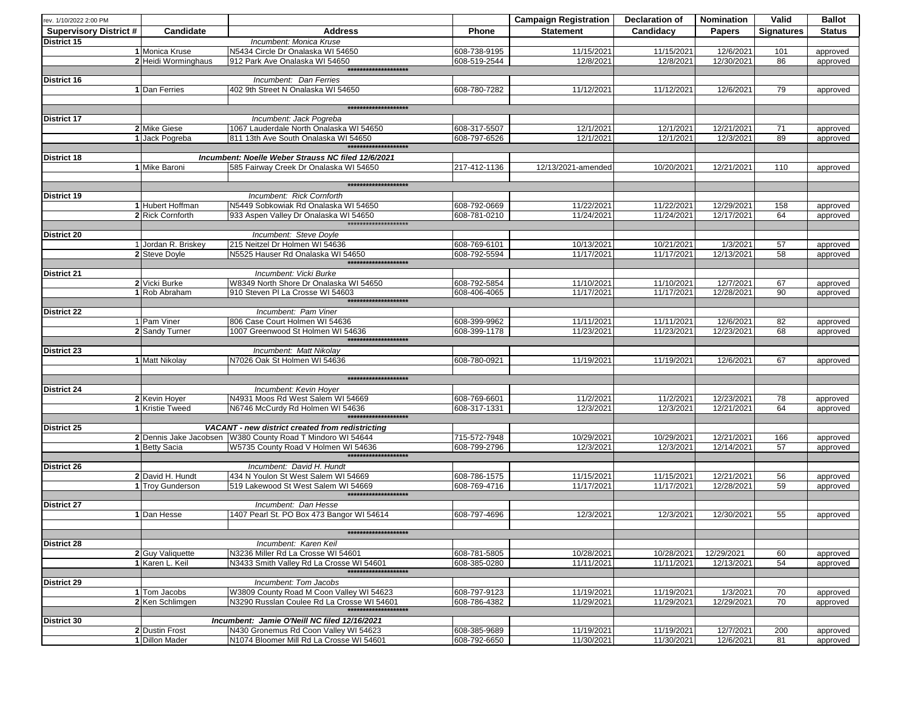rev. 1/10/2022 2:00 PM

| Supervisory District # | | Candidate | Address | Phone | Campaign Registration Statement | Declaration of Candidacy | Nomination Papers | Valid Signatures | Ballot Status |
|---|---|---|---|---|---|---|---|---|---|
| District 15 | | | *Incumbent: Monica Kruse* | | | | | | |
| | 1 | Monica Kruse | N5434 Circle Dr Onalaska WI 54650 | 608-738-9195 | 11/15/2021 | 11/15/2021 | 12/6/2021 | 101 | approved |
| | 2 | Heidi Worminghaus | 912 Park Ave Onalaska WI 54650 | 608-519-2544 | 12/8/2021 | 12/8/2021 | 12/30/2021 | 86 | approved |
| | | | ******************* | | | | | | |
| District 16 | | | *Incumbent: Dan Ferries* | | | | | | |
| | 1 | Dan Ferries | 402 9th Street N Onalaska WI 54650 | 608-780-7282 | 11/12/2021 | 11/12/2021 | 12/6/2021 | 79 | approved |
| | | | ******************* | | | | | | |
| District 17 | | | *Incumbent: Jack Pogreba* | | | | | | |
| | 2 | Mike Giese | 1067 Lauderdale North Onalaska WI 54650 | 608-317-5507 | 12/1/2021 | 12/1/2021 | 12/21/2021 | 71 | approved |
| | 1 | Jack Pogreba | 811 13th Ave South Onalaska WI 54650 | 608-797-6526 | 12/1/2021 | 12/1/2021 | 12/3/2021 | 89 | approved |
| | | | ******************* | | | | | | |
| District 18 | | | ***Incumbent: Noelle Weber Strauss NC filed 12/6/2021*** | | | | | | |
| | 1 | Mike Baroni | 585 Fairway Creek Dr Onalaska WI 54650 | 217-412-1136 | 12/13/2021-amended | 10/20/2021 | 12/21/2021 | 110 | approved |
| | | | ******************* | | | | | | |
| District 19 | | | *Incumbent: Rick Cornforth* | | | | | | |
| | 1 | Hubert Hoffman | N5449 Sobkowiak Rd Onalaska WI 54650 | 608-792-0669 | 11/22/2021 | 11/22/2021 | 12/29/2021 | 158 | approved |
| | 2 | Rick Cornforth | 933 Aspen Valley Dr Onalaska WI 54650 | 608-781-0210 | 11/24/2021 | 11/24/2021 | 12/17/2021 | 64 | approved |
| | | | ******************* | | | | | | |
| District 20 | | | *Incumbent: Steve Doyle* | | | | | | |
| | 1 | Jordan R. Briskey | 215 Neitzel Dr Holmen WI 54636 | 608-769-6101 | 10/13/2021 | 10/21/2021 | 1/3/2021 | 57 | approved |
| | 2 | Steve Doyle | N5525 Hauser Rd Onalaska WI 54650 | 608-792-5594 | 11/17/2021 | 11/17/2021 | 12/13/2021 | 58 | approved |
| | | | ******************* | | | | | | |
| District 21 | | | *Incumbent: Vicki Burke* | | | | | | |
| | 2 | Vicki Burke | W8349 North Shore Dr Onalaska WI 54650 | 608-792-5854 | 11/10/2021 | 11/10/2021 | 12/7/2021 | 67 | approved |
| | 1 | Rob Abraham | 910 Steven Pl La Crosse WI 54603 | 608-406-4065 | 11/17/2021 | 11/17/2021 | 12/28/2021 | 90 | approved |
| | | | ******************* | | | | | | |
| District 22 | | | *Incumbent: Pam Viner* | | | | | | |
| | 1 | Pam Viner | 806 Case Court Holmen WI 54636 | 608-399-9962 | 11/11/2021 | 11/11/2021 | 12/6/2021 | 82 | approved |
| | 2 | Sandy Turner | 1007 Greenwood St Holmen WI 54636 | 608-399-1178 | 11/23/2021 | 11/23/2021 | 12/23/2021 | 68 | approved |
| | | | ******************* | | | | | | |
| District 23 | | | *Incumbent: Matt Nikolay* | | | | | | |
| | 1 | Matt Nikolay | N7026 Oak St Holmen WI 54636 | 608-780-0921 | 11/19/2021 | 11/19/2021 | 12/6/2021 | 67 | approved |
| | | | ******************* | | | | | | |
| District 24 | | | *Incumbent: Kevin Hoyer* | | | | | | |
| | 2 | Kevin Hoyer | N4931 Moos Rd West Salem WI 54669 | 608-769-6601 | 11/2/2021 | 11/2/2021 | 12/23/2021 | 78 | approved |
| | 1 | Kristie Tweed | N6746 McCurdy Rd Holmen WI 54636 | 608-317-1331 | 12/3/2021 | 12/3/2021 | 12/21/2021 | 64 | approved |
| | | | ******************* | | | | | | |
| District 25 | | | ***VACANT - new district created from redistricting*** | | | | | | |
| | 2 | Dennis Jake Jacobsen | W380 County Road T Mindoro WI 54644 | 715-572-7948 | 10/29/2021 | 10/29/2021 | 12/21/2021 | 166 | approved |
| | 1 | Betty Sacia | W5735 County Road V Holmen WI 54636 | 608-799-2796 | 12/3/2021 | 12/3/2021 | 12/14/2021 | 57 | approved |
| | | | ******************* | | | | | | |
| District 26 | | | *Incumbent: David H. Hundt* | | | | | | |
| | 2 | David H. Hundt | 434 N Youlon St West Salem WI 54669 | 608-786-1575 | 11/15/2021 | 11/15/2021 | 12/21/2021 | 56 | approved |
| | 1 | Troy Gunderson | 519 Lakewood St West Salem WI 54669 | 608-769-4716 | 11/17/2021 | 11/17/2021 | 12/28/2021 | 59 | approved |
| | | | ******************* | | | | | | |
| District 27 | | | *Incumbent: Dan Hesse* | | | | | | |
| | 1 | Dan Hesse | 1407 Pearl St. PO Box 473 Bangor WI 54614 | 608-797-4696 | 12/3/2021 | 12/3/2021 | 12/30/2021 | 55 | approved |
| | | | ******************* | | | | | | |
| District 28 | | | *Incumbent: Karen Keil* | | | | | | |
| | 2 | Guy Valiquette | N3236 Miller Rd La Crosse WI 54601 | 608-781-5805 | 10/28/2021 | 10/28/2021 | 12/29/2021 | 60 | approved |
| | 1 | Karen L. Keil | N3433 Smith Valley Rd La Crosse WI 54601 | 608-385-0280 | 11/11/2021 | 11/11/2021 | 12/13/2021 | 54 | approved |
| | | | ******************* | | | | | | |
| District 29 | | | *Incumbent: Tom Jacobs* | | | | | | |
| | 1 | Tom Jacobs | W3809 County Road M Coon Valley WI 54623 | 608-797-9123 | 11/19/2021 | 11/19/2021 | 1/3/2021 | 70 | approved |
| | 2 | Ken Schlimgen | N3290 Russlan Coulee Rd La Crosse WI 54601 | 608-786-4382 | 11/29/2021 | 11/29/2021 | 12/29/2021 | 70 | approved |
| | | | ******************* | | | | | | |
| District 30 | | | ***Incumbent: Jamie O'Neill NC filed 12/16/2021*** | | | | | | |
| | 2 | Dustin Frost | N430 Gronemus Rd Coon Valley WI 54623 | 608-385-9689 | 11/19/2021 | 11/19/2021 | 12/7/2021 | 200 | approved |
| | 1 | Dillon Mader | N1074 Bloomer Mill Rd La Crosse WI 54601 | 608-792-6650 | 11/30/2021 | 11/30/2021 | 12/6/2021 | 81 | approved |